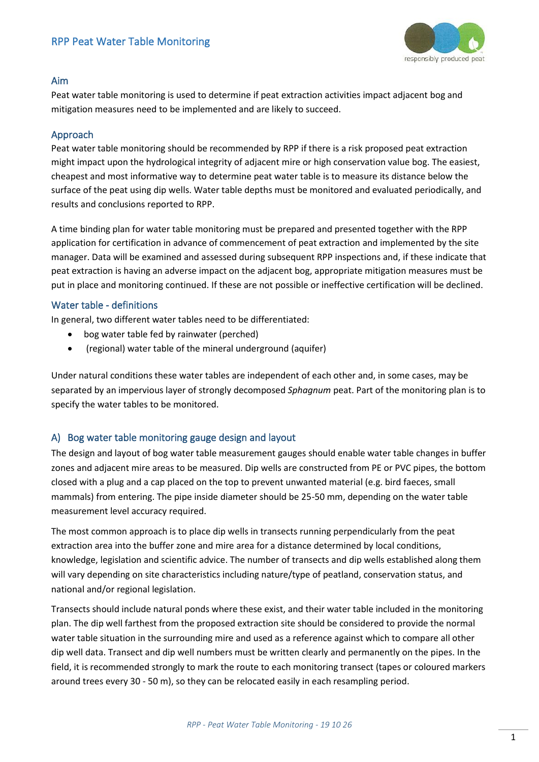# RPP Peat Water Table Monitoring

## Aim

Peat water table monitoring is used to determine if peat extraction activities impact adjacent bog and mitigation measures need to be implemented and are likely to succeed.

## Approach

Peat water table monitoring should be recommended by RPP if there is a risk proposed peat extraction might impact upon the hydrological integrity of adjacent mire or high conservation value bog. The easiest, cheapest and most informative way to determine peat water table is to measure its distance below the surface of the peat using dip wells. Water table depths must be monitored and evaluated periodically, and results and conclusions reported to RPP.

A time binding plan for water table monitoring must be prepared and presented together with the RPP application for certification in advance of commencement of peat extraction and implemented by the site manager. Data will be examined and assessed during subsequent RPP inspections and, if these indicate that peat extraction is having an adverse impact on the adjacent bog, appropriate mitigation measures must be put in place and monitoring continued. If these are not possible or ineffective certification will be declined.

## Water table - definitions

In general, two different water tables need to be differentiated:

- bog water table fed by rainwater (perched)
- (regional) water table of the mineral underground (aquifer)

Under natural conditions these water tables are independent of each other and, in some cases, may be separated by an impervious layer of strongly decomposed *Sphagnum* peat. Part of the monitoring plan is to specify the water tables to be monitored.

## A) Bog water table monitoring gauge design and layout

The design and layout of bog water table measurement gauges should enable water table changes in buffer zones and adjacent mire areas to be measured. Dip wells are constructed from PE or PVC pipes, the bottom closed with a plug and a cap placed on the top to prevent unwanted material (e.g. bird faeces, small mammals) from entering. The pipe inside diameter should be 25-50 mm, depending on the water table measurement level accuracy required.

The most common approach is to place dip wells in transects running perpendicularly from the peat extraction area into the buffer zone and mire area for a distance determined by local conditions, knowledge, legislation and scientific advice. The number of transects and dip wells established along them will vary depending on site characteristics including nature/type of peatland, conservation status, and national and/or regional legislation.

Transects should include natural ponds where these exist, and their water table included in the monitoring plan. The dip well farthest from the proposed extraction site should be considered to provide the normal water table situation in the surrounding mire and used as a reference against which to compare all other dip well data. Transect and dip well numbers must be written clearly and permanently on the pipes. In the field, it is recommended strongly to mark the route to each monitoring transect (tapes or coloured markers around trees every 30 - 50 m), so they can be relocated easily in each resampling period.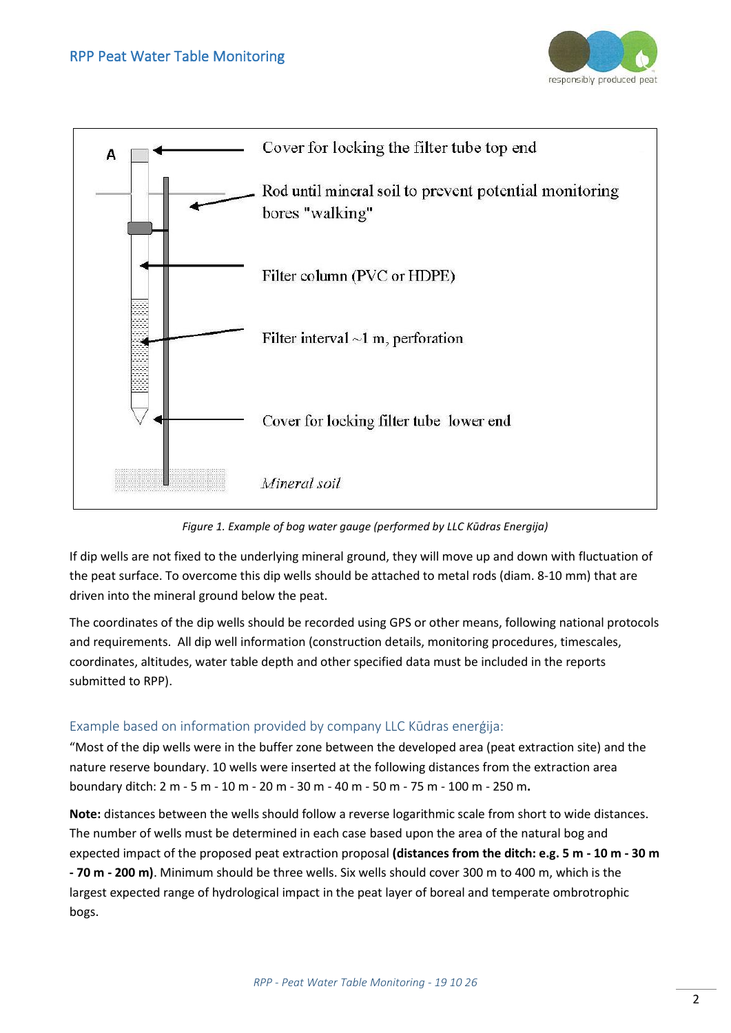A

Cover for locking the filter tube top end

Rod until mineral soil to prevent potential monitoring bores "walking"

Filter column (PVC or HDPE)

Filter interval ~1 m, perforation

Cover for locking filter tube lower end

*Mineral soil*

*Figure 1. Example of bog water gauge (performed by LLC Kūdras Energija)*

If dip wells are not fixed to the underlying mineral ground, they will move up and down with fluctuation of the peat surface. To overcome this dip wells should be attached to metal rods (diam. 8-10 mm) that are driven into the mineral ground below the peat.

The coordinates of the dip wells should be recorded using GPS or other means, following national protocols and requirements. All dip well information (construction details, monitoring procedures, timescales, coordinates, altitudes, water table depth and other specified data must be included in the reports submitted to RPP).

### Example based on information provided by company LLC Kūdras enerģija:

"Most of the dip wells were in the buffer zone between the developed area (peat extraction site) and the nature reserve boundary. 10 wells were inserted at the following distances from the extraction area boundary ditch: 2 m - 5 m - 10 m - 20 m - 30 m - 40 m - 50 m - 75 m - 100 m - 250 m**.**

**Note:** distances between the wells should follow a reverse logarithmic scale from short to wide distances. The number of wells must be determined in each case based upon the area of the natural bog and expected impact of the proposed peat extraction proposal **(distances from the ditch: e.g. 5 m - 10 m - 30 m - 70 m - 200 m)**. Minimum should be three wells. Six wells should cover 300 m to 400 m, which is the largest expected range of hydrological impact in the peat layer of boreal and temperate ombrotrophic bogs.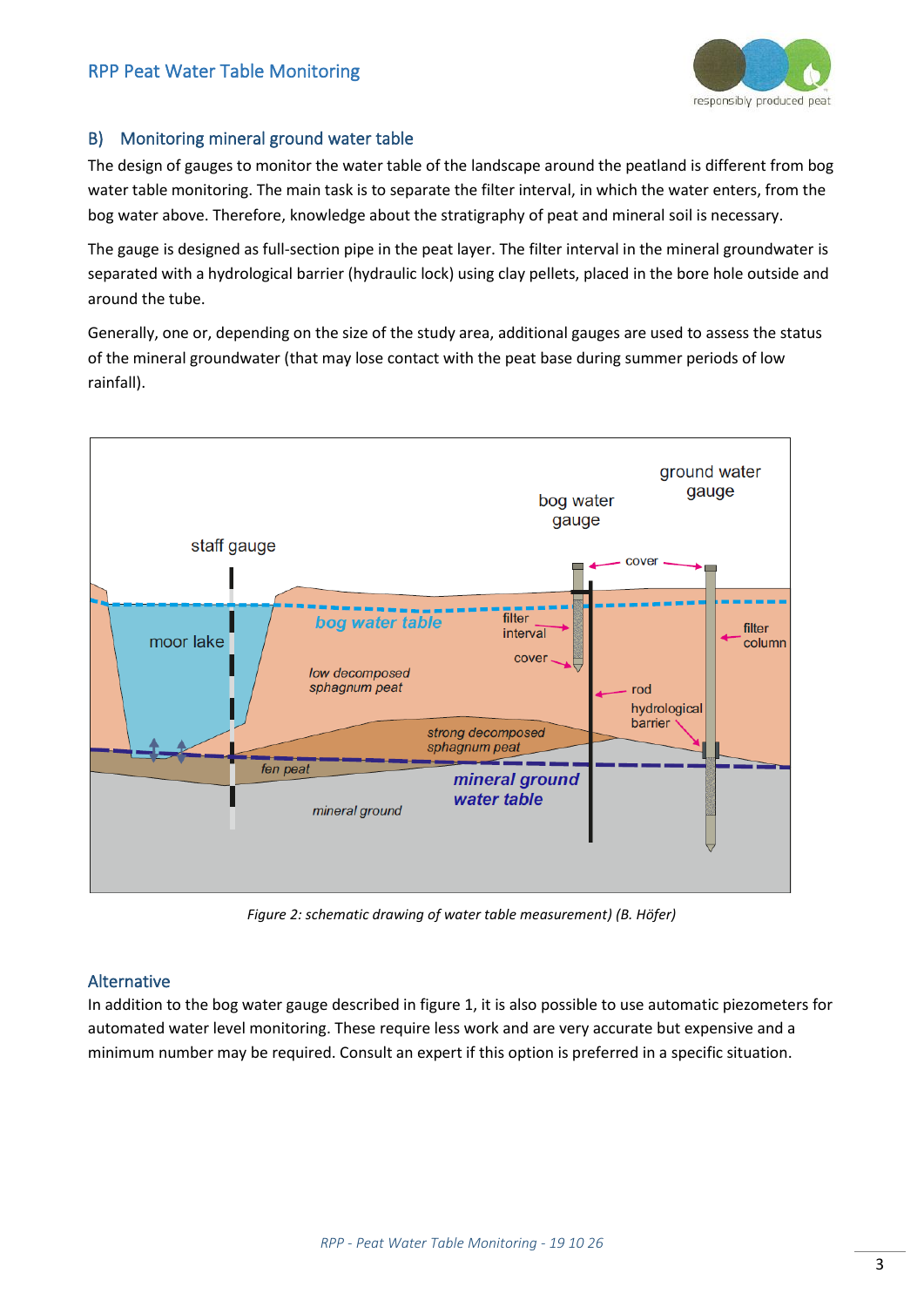## B) Monitoring mineral ground water table

The design of gauges to monitor the water table of the landscape around the peatland is different from bog water table monitoring. The main task is to separate the filter interval, in which the water enters, from the bog water above. Therefore, knowledge about the stratigraphy of peat and mineral soil is necessary.

The gauge is designed as full-section pipe in the peat layer. The filter interval in the mineral groundwater is separated with a hydrological barrier (hydraulic lock) using clay pellets, placed in the bore hole outside and around the tube.

Generally, one or, depending on the size of the study area, additional gauges are used to assess the status of the mineral groundwater (that may lose contact with the peat base during summer periods of low rainfall).

ground water gauge

bog water gauge

staff gauge

cover

moor lake

bog water table

filter interval

filter column

cover

low decomposed sphagnum peat

rod

hydrological barrier

strong decomposed sphagnum peat

fen peat

mineral ground water table

mineral ground

*Figure 2: schematic drawing of water table measurement) (B. Höfer)*

### Alternative

In addition to the bog water gauge described in figure 1, it is also possible to use automatic piezometers for automated water level monitoring. These require less work and are very accurate but expensive and a minimum number may be required. Consult an expert if this option is preferred in a specific situation.